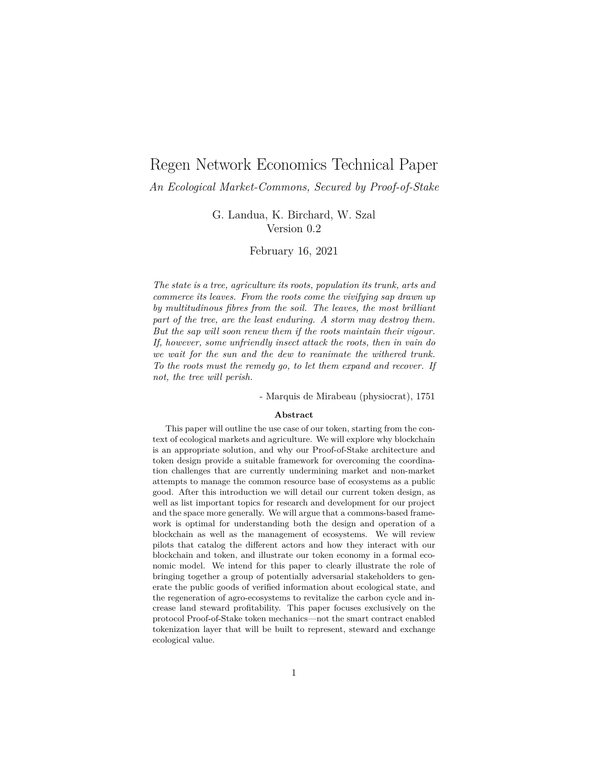# Regen Network Economics Technical Paper

*An Ecological Market-Commons, Secured by Proof-of-Stake*

G. Landua, K. Birchard, W. Szal
Version 0.2

February 16, 2021

*The state is a tree, agriculture its roots, population its trunk, arts and commerce its leaves. From the roots come the vivifying sap drawn up by multitudinous fibres from the soil. The leaves, the most brilliant part of the tree, are the least enduring. A storm may destroy them. But the sap will soon renew them if the roots maintain their vigour. If, however, some unfriendly insect attack the roots, then in vain do we wait for the sun and the dew to reanimate the withered trunk. To the roots must the remedy go, to let them expand and recover. If not, the tree will perish.*

- Marquis de Mirabeau (physiocrat), 1751

**Abstract**

This paper will outline the use case of our token, starting from the context of ecological markets and agriculture. We will explore why blockchain is an appropriate solution, and why our Proof-of-Stake architecture and token design provide a suitable framework for overcoming the coordination challenges that are currently undermining market and non-market attempts to manage the common resource base of ecosystems as a public good. After this introduction we will detail our current token design, as well as list important topics for research and development for our project and the space more generally. We will argue that a commons-based framework is optimal for understanding both the design and operation of a blockchain as well as the management of ecosystems. We will review pilots that catalog the different actors and how they interact with our blockchain and token, and illustrate our token economy in a formal economic model. We intend for this paper to clearly illustrate the role of bringing together a group of potentially adversarial stakeholders to generate the public goods of verified information about ecological state, and the regeneration of agro-ecosystems to revitalize the carbon cycle and increase land steward profitability. This paper focuses exclusively on the protocol Proof-of-Stake token mechanics—not the smart contract enabled tokenization layer that will be built to represent, steward and exchange ecological value.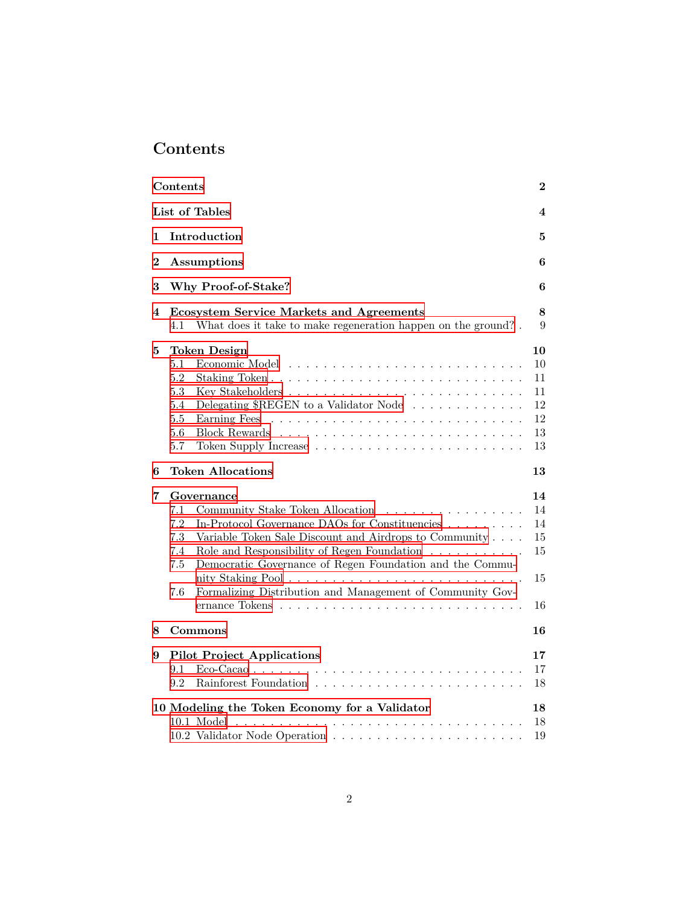# Contents

- Contents — 2
- List of Tables — 4
- 1 Introduction — 5
- 2 Assumptions — 6
- 3 Why Proof-of-Stake? — 6
- 4 Ecosystem Service Markets and Agreements — 8
  - 4.1 What does it take to make regeneration happen on the ground? — 9
- 5 Token Design — 10
  - 5.1 Economic Model — 10
  - 5.2 Staking Token — 11
  - 5.3 Key Stakeholders — 11
  - 5.4 Delegating $REGEN to a Validator Node — 12
  - 5.5 Earning Fees — 12
  - 5.6 Block Rewards — 13
  - 5.7 Token Supply Increase — 13
- 6 Token Allocations — 13
- 7 Governance — 14
  - 7.1 Community Stake Token Allocation — 14
  - 7.2 In-Protocol Governance DAOs for Constituencies — 14
  - 7.3 Variable Token Sale Discount and Airdrops to Community — 15
  - 7.4 Role and Responsibility of Regen Foundation — 15
  - 7.5 Democratic Governance of Regen Foundation and the Community Staking Pool — 15
  - 7.6 Formalizing Distribution and Management of Community Governance Tokens — 16
- 8 Commons — 16
- 9 Pilot Project Applications — 17
  - 9.1 Eco-Cacao — 17
  - 9.2 Rainforest Foundation — 18
- 10 Modeling the Token Economy for a Validator — 18
  - 10.1 Model — 18
  - 10.2 Validator Node Operation — 19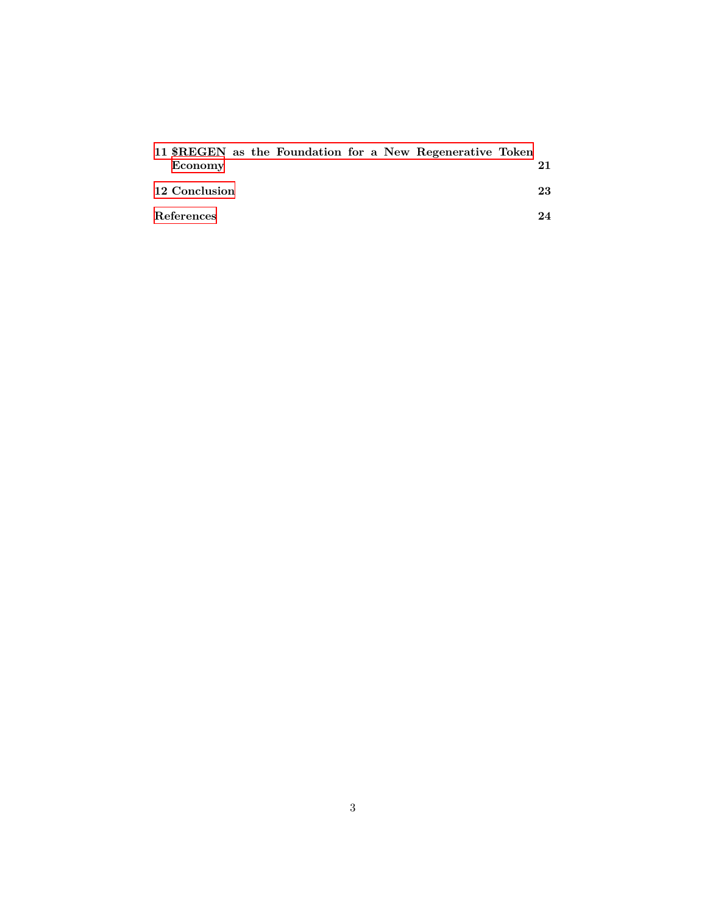**11 $REGEN as the Foundation for a New Regenerative Token Economy** **21**

**12 Conclusion** **23**

**References** **24**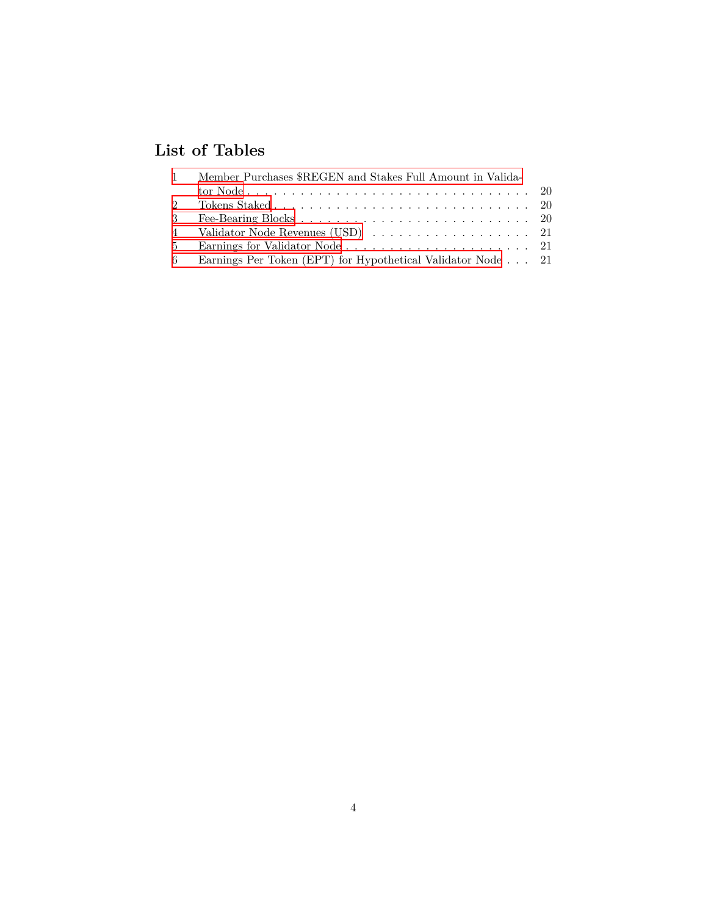## List of Tables

1 Member Purchases $REGEN and Stakes Full Amount in Validator Node . . . . . . . . . . 20
2 Tokens Staked . . . . . . . . . . 20
3 Fee-Bearing Blocks . . . . . . . . . . 20
4 Validator Node Revenues (USD) . . . . . . . . . . 21
5 Earnings for Validator Node . . . . . . . . . . 21
6 Earnings Per Token (EPT) for Hypothetical Validator Node . . . 21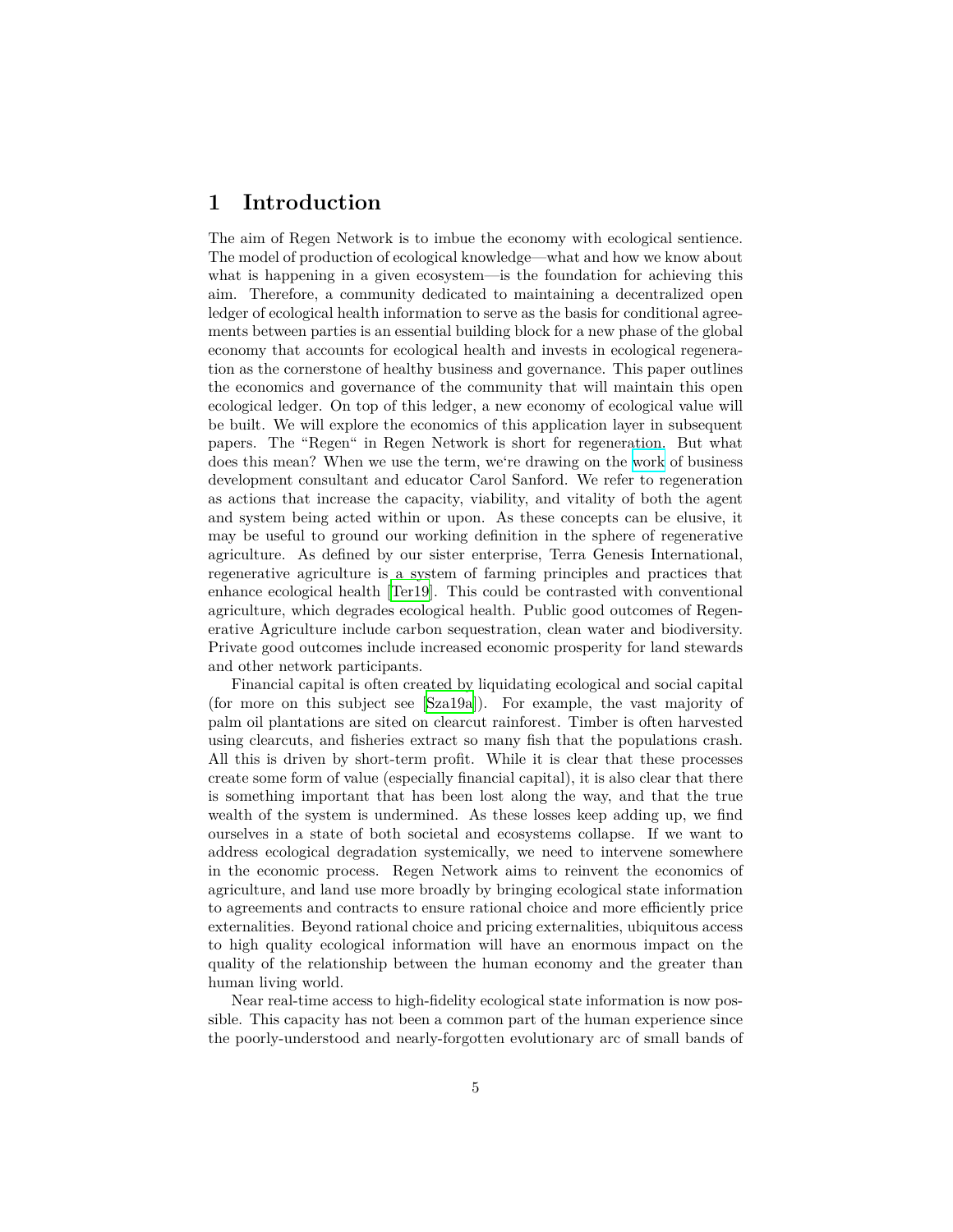# 1 Introduction

The aim of Regen Network is to imbue the economy with ecological sentience. The model of production of ecological knowledge—what and how we know about what is happening in a given ecosystem—is the foundation for achieving this aim. Therefore, a community dedicated to maintaining a decentralized open ledger of ecological health information to serve as the basis for conditional agreements between parties is an essential building block for a new phase of the global economy that accounts for ecological health and invests in ecological regeneration as the cornerstone of healthy business and governance. This paper outlines the economics and governance of the community that will maintain this open ecological ledger. On top of this ledger, a new economy of ecological value will be built. We will explore the economics of this application layer in subsequent papers. The "Regen" in Regen Network is short for regeneration. But what does this mean? When we use the term, we're drawing on the work of business development consultant and educator Carol Sanford. We refer to regeneration as actions that increase the capacity, viability, and vitality of both the agent and system being acted within or upon. As these concepts can be elusive, it may be useful to ground our working definition in the sphere of regenerative agriculture. As defined by our sister enterprise, Terra Genesis International, regenerative agriculture is a system of farming principles and practices that enhance ecological health [Ter19]. This could be contrasted with conventional agriculture, which degrades ecological health. Public good outcomes of Regenerative Agriculture include carbon sequestration, clean water and biodiversity. Private good outcomes include increased economic prosperity for land stewards and other network participants.

Financial capital is often created by liquidating ecological and social capital (for more on this subject see [Sza19a]). For example, the vast majority of palm oil plantations are sited on clearcut rainforest. Timber is often harvested using clearcuts, and fisheries extract so many fish that the populations crash. All this is driven by short-term profit. While it is clear that these processes create some form of value (especially financial capital), it is also clear that there is something important that has been lost along the way, and that the true wealth of the system is undermined. As these losses keep adding up, we find ourselves in a state of both societal and ecosystems collapse. If we want to address ecological degradation systemically, we need to intervene somewhere in the economic process. Regen Network aims to reinvent the economics of agriculture, and land use more broadly by bringing ecological state information to agreements and contracts to ensure rational choice and more efficiently price externalities. Beyond rational choice and pricing externalities, ubiquitous access to high quality ecological information will have an enormous impact on the quality of the relationship between the human economy and the greater than human living world.

Near real-time access to high-fidelity ecological state information is now possible. This capacity has not been a common part of the human experience since the poorly-understood and nearly-forgotten evolutionary arc of small bands of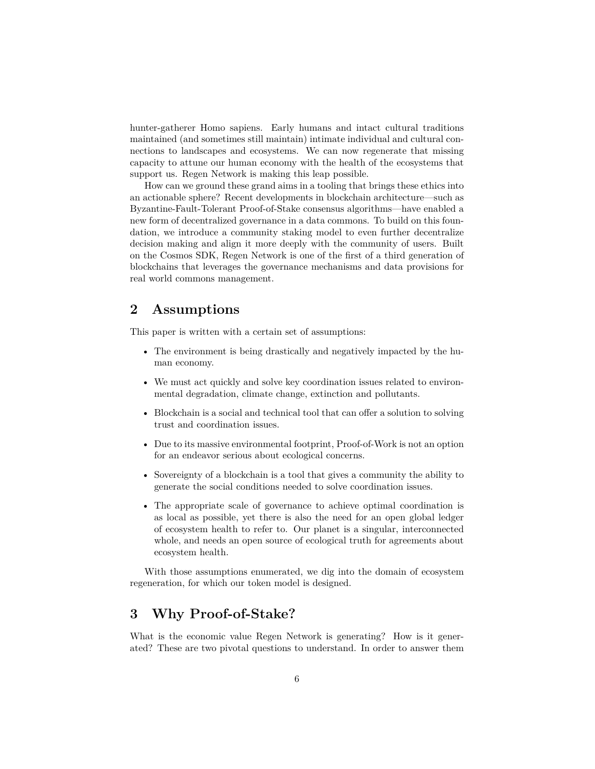hunter-gatherer Homo sapiens. Early humans and intact cultural traditions maintained (and sometimes still maintain) intimate individual and cultural connections to landscapes and ecosystems. We can now regenerate that missing capacity to attune our human economy with the health of the ecosystems that support us. Regen Network is making this leap possible.

How can we ground these grand aims in a tooling that brings these ethics into an actionable sphere? Recent developments in blockchain architecture—such as Byzantine-Fault-Tolerant Proof-of-Stake consensus algorithms—have enabled a new form of decentralized governance in a data commons. To build on this foundation, we introduce a community staking model to even further decentralize decision making and align it more deeply with the community of users. Built on the Cosmos SDK, Regen Network is one of the first of a third generation of blockchains that leverages the governance mechanisms and data provisions for real world commons management.

## 2 Assumptions

This paper is written with a certain set of assumptions:

- The environment is being drastically and negatively impacted by the human economy.
- We must act quickly and solve key coordination issues related to environmental degradation, climate change, extinction and pollutants.
- Blockchain is a social and technical tool that can offer a solution to solving trust and coordination issues.
- Due to its massive environmental footprint, Proof-of-Work is not an option for an endeavor serious about ecological concerns.
- Sovereignty of a blockchain is a tool that gives a community the ability to generate the social conditions needed to solve coordination issues.
- The appropriate scale of governance to achieve optimal coordination is as local as possible, yet there is also the need for an open global ledger of ecosystem health to refer to. Our planet is a singular, interconnected whole, and needs an open source of ecological truth for agreements about ecosystem health.

With those assumptions enumerated, we dig into the domain of ecosystem regeneration, for which our token model is designed.

## 3 Why Proof-of-Stake?

What is the economic value Regen Network is generating? How is it generated? These are two pivotal questions to understand. In order to answer them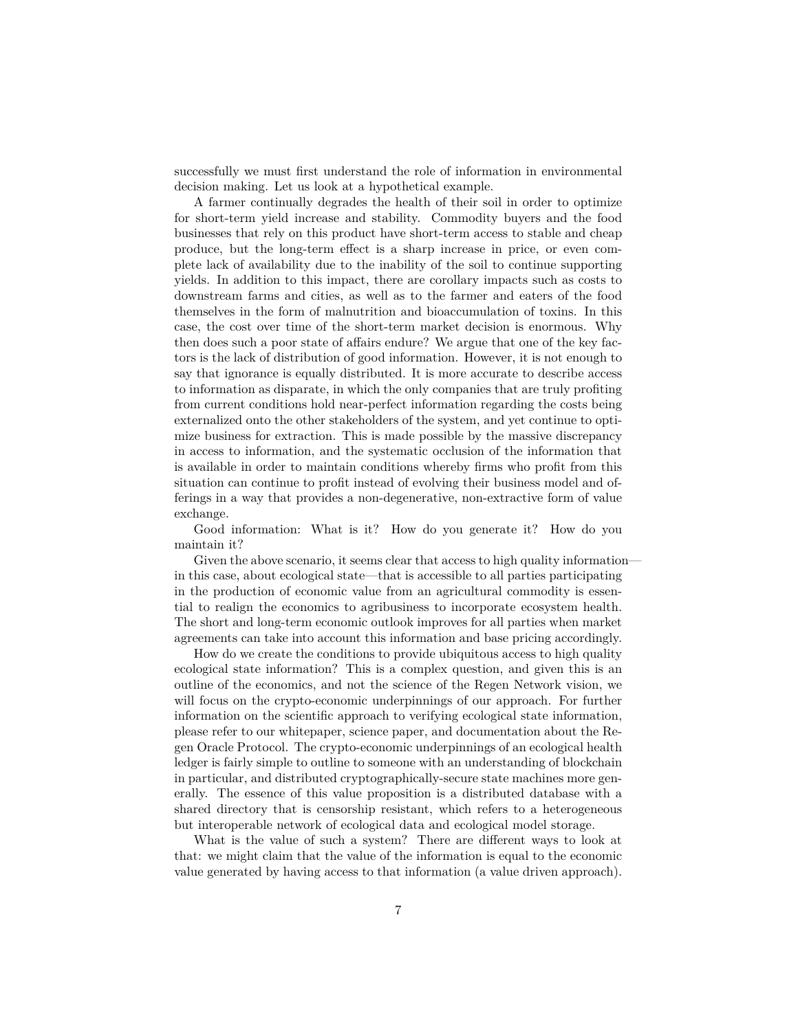successfully we must first understand the role of information in environmental decision making. Let us look at a hypothetical example.

A farmer continually degrades the health of their soil in order to optimize for short-term yield increase and stability. Commodity buyers and the food businesses that rely on this product have short-term access to stable and cheap produce, but the long-term effect is a sharp increase in price, or even complete lack of availability due to the inability of the soil to continue supporting yields. In addition to this impact, there are corollary impacts such as costs to downstream farms and cities, as well as to the farmer and eaters of the food themselves in the form of malnutrition and bioaccumulation of toxins. In this case, the cost over time of the short-term market decision is enormous. Why then does such a poor state of affairs endure? We argue that one of the key factors is the lack of distribution of good information. However, it is not enough to say that ignorance is equally distributed. It is more accurate to describe access to information as disparate, in which the only companies that are truly profiting from current conditions hold near-perfect information regarding the costs being externalized onto the other stakeholders of the system, and yet continue to optimize business for extraction. This is made possible by the massive discrepancy in access to information, and the systematic occlusion of the information that is available in order to maintain conditions whereby firms who profit from this situation can continue to profit instead of evolving their business model and offerings in a way that provides a non-degenerative, non-extractive form of value exchange.

Good information: What is it? How do you generate it? How do you maintain it?

Given the above scenario, it seems clear that access to high quality information—in this case, about ecological state—that is accessible to all parties participating in the production of economic value from an agricultural commodity is essential to realign the economics to agribusiness to incorporate ecosystem health. The short and long-term economic outlook improves for all parties when market agreements can take into account this information and base pricing accordingly.

How do we create the conditions to provide ubiquitous access to high quality ecological state information? This is a complex question, and given this is an outline of the economics, and not the science of the Regen Network vision, we will focus on the crypto-economic underpinnings of our approach. For further information on the scientific approach to verifying ecological state information, please refer to our whitepaper, science paper, and documentation about the Regen Oracle Protocol. The crypto-economic underpinnings of an ecological health ledger is fairly simple to outline to someone with an understanding of blockchain in particular, and distributed cryptographically-secure state machines more generally. The essence of this value proposition is a distributed database with a shared directory that is censorship resistant, which refers to a heterogeneous but interoperable network of ecological data and ecological model storage.

What is the value of such a system? There are different ways to look at that: we might claim that the value of the information is equal to the economic value generated by having access to that information (a value driven approach).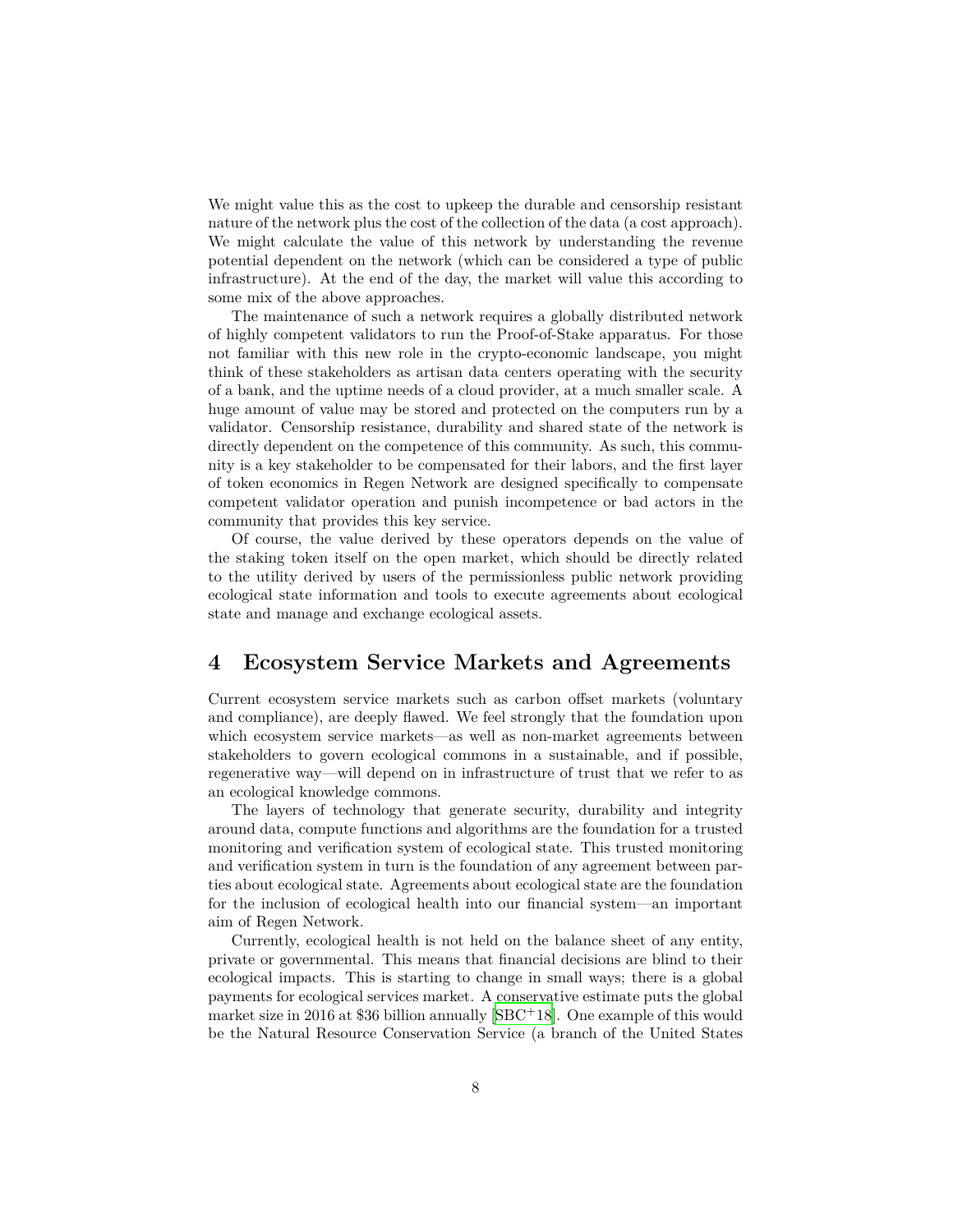We might value this as the cost to upkeep the durable and censorship resistant nature of the network plus the cost of the collection of the data (a cost approach). We might calculate the value of this network by understanding the revenue potential dependent on the network (which can be considered a type of public infrastructure). At the end of the day, the market will value this according to some mix of the above approaches.

The maintenance of such a network requires a globally distributed network of highly competent validators to run the Proof-of-Stake apparatus. For those not familiar with this new role in the crypto-economic landscape, you might think of these stakeholders as artisan data centers operating with the security of a bank, and the uptime needs of a cloud provider, at a much smaller scale. A huge amount of value may be stored and protected on the computers run by a validator. Censorship resistance, durability and shared state of the network is directly dependent on the competence of this community. As such, this community is a key stakeholder to be compensated for their labors, and the first layer of token economics in Regen Network are designed specifically to compensate competent validator operation and punish incompetence or bad actors in the community that provides this key service.

Of course, the value derived by these operators depends on the value of the staking token itself on the open market, which should be directly related to the utility derived by users of the permissionless public network providing ecological state information and tools to execute agreements about ecological state and manage and exchange ecological assets.

# 4 Ecosystem Service Markets and Agreements

Current ecosystem service markets such as carbon offset markets (voluntary and compliance), are deeply flawed. We feel strongly that the foundation upon which ecosystem service markets—as well as non-market agreements between stakeholders to govern ecological commons in a sustainable, and if possible, regenerative way—will depend on in infrastructure of trust that we refer to as an ecological knowledge commons.

The layers of technology that generate security, durability and integrity around data, compute functions and algorithms are the foundation for a trusted monitoring and verification system of ecological state. This trusted monitoring and verification system in turn is the foundation of any agreement between parties about ecological state. Agreements about ecological state are the foundation for the inclusion of ecological health into our financial system—an important aim of Regen Network.

Currently, ecological health is not held on the balance sheet of any entity, private or governmental. This means that financial decisions are blind to their ecological impacts. This is starting to change in small ways; there is a global payments for ecological services market. A conservative estimate puts the global market size in 2016 at $36 billion annually [SBC+18]. One example of this would be the Natural Resource Conservation Service (a branch of the United States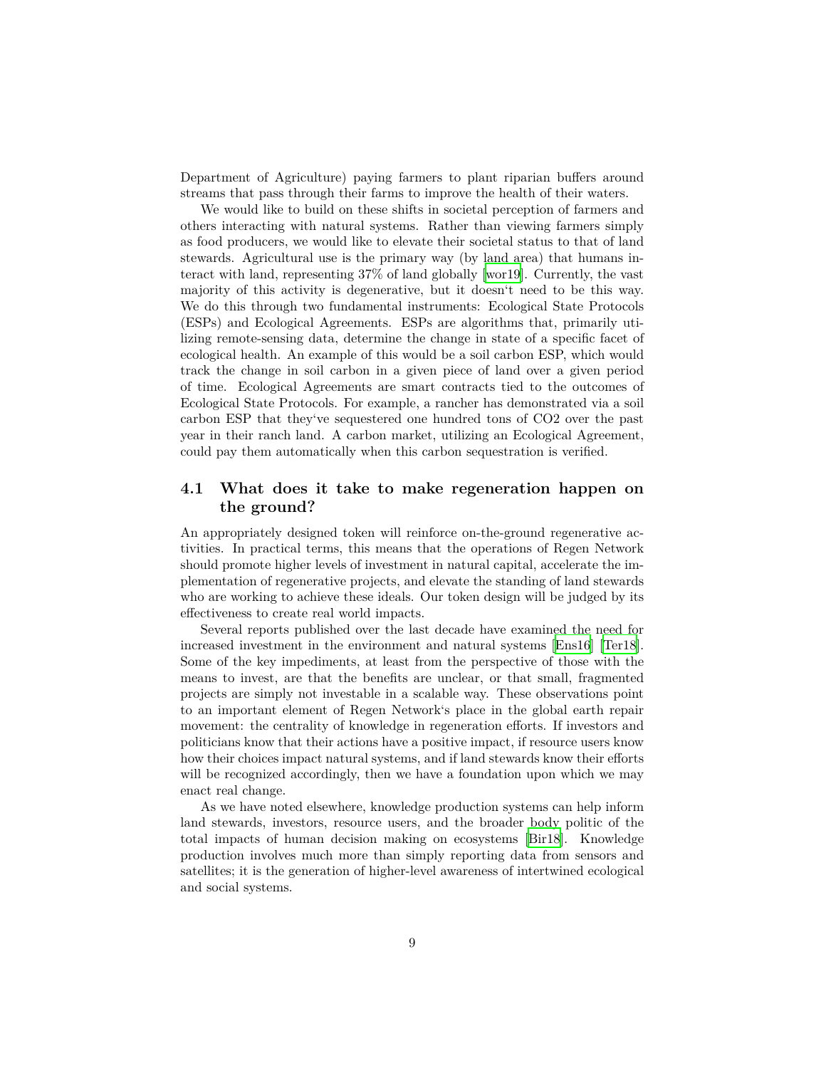Department of Agriculture) paying farmers to plant riparian buffers around streams that pass through their farms to improve the health of their waters.

We would like to build on these shifts in societal perception of farmers and others interacting with natural systems. Rather than viewing farmers simply as food producers, we would like to elevate their societal status to that of land stewards. Agricultural use is the primary way (by land area) that humans interact with land, representing 37% of land globally [wor19]. Currently, the vast majority of this activity is degenerative, but it doesn‘t need to be this way. We do this through two fundamental instruments: Ecological State Protocols (ESPs) and Ecological Agreements. ESPs are algorithms that, primarily utilizing remote-sensing data, determine the change in state of a specific facet of ecological health. An example of this would be a soil carbon ESP, which would track the change in soil carbon in a given piece of land over a given period of time. Ecological Agreements are smart contracts tied to the outcomes of Ecological State Protocols. For example, a rancher has demonstrated via a soil carbon ESP that they‘ve sequestered one hundred tons of $CO_2$ over the past year in their ranch land. A carbon market, utilizing an Ecological Agreement, could pay them automatically when this carbon sequestration is verified.

## 4.1 What does it take to make regeneration happen on the ground?

An appropriately designed token will reinforce on-the-ground regenerative activities. In practical terms, this means that the operations of Regen Network should promote higher levels of investment in natural capital, accelerate the implementation of regenerative projects, and elevate the standing of land stewards who are working to achieve these ideals. Our token design will be judged by its effectiveness to create real world impacts.

Several reports published over the last decade have examined the need for increased investment in the environment and natural systems [Ens16] [Ter18]. Some of the key impediments, at least from the perspective of those with the means to invest, are that the benefits are unclear, or that small, fragmented projects are simply not investable in a scalable way. These observations point to an important element of Regen Network‘s place in the global earth repair movement: the centrality of knowledge in regeneration efforts. If investors and politicians know that their actions have a positive impact, if resource users know how their choices impact natural systems, and if land stewards know their efforts will be recognized accordingly, then we have a foundation upon which we may enact real change.

As we have noted elsewhere, knowledge production systems can help inform land stewards, investors, resource users, and the broader body politic of the total impacts of human decision making on ecosystems [Bir18]. Knowledge production involves much more than simply reporting data from sensors and satellites; it is the generation of higher-level awareness of intertwined ecological and social systems.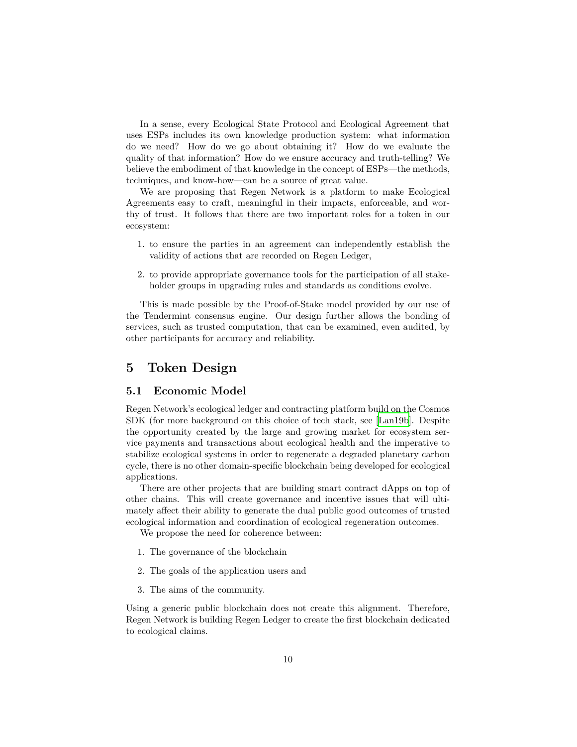In a sense, every Ecological State Protocol and Ecological Agreement that uses ESPs includes its own knowledge production system: what information do we need? How do we go about obtaining it? How do we evaluate the quality of that information? How do we ensure accuracy and truth-telling? We believe the embodiment of that knowledge in the concept of ESPs—the methods, techniques, and know-how—can be a source of great value.

We are proposing that Regen Network is a platform to make Ecological Agreements easy to craft, meaningful in their impacts, enforceable, and worthy of trust. It follows that there are two important roles for a token in our ecosystem:

1. to ensure the parties in an agreement can independently establish the validity of actions that are recorded on Regen Ledger,
2. to provide appropriate governance tools for the participation of all stakeholder groups in upgrading rules and standards as conditions evolve.

This is made possible by the Proof-of-Stake model provided by our use of the Tendermint consensus engine. Our design further allows the bonding of services, such as trusted computation, that can be examined, even audited, by other participants for accuracy and reliability.

# 5 Token Design

## 5.1 Economic Model

Regen Network's ecological ledger and contracting platform build on the Cosmos SDK (for more background on this choice of tech stack, see [Lan19b]. Despite the opportunity created by the large and growing market for ecosystem service payments and transactions about ecological health and the imperative to stabilize ecological systems in order to regenerate a degraded planetary carbon cycle, there is no other domain-specific blockchain being developed for ecological applications.

There are other projects that are building smart contract dApps on top of other chains. This will create governance and incentive issues that will ultimately affect their ability to generate the dual public good outcomes of trusted ecological information and coordination of ecological regeneration outcomes.

We propose the need for coherence between:

1. The governance of the blockchain
2. The goals of the application users and
3. The aims of the community.

Using a generic public blockchain does not create this alignment. Therefore, Regen Network is building Regen Ledger to create the first blockchain dedicated to ecological claims.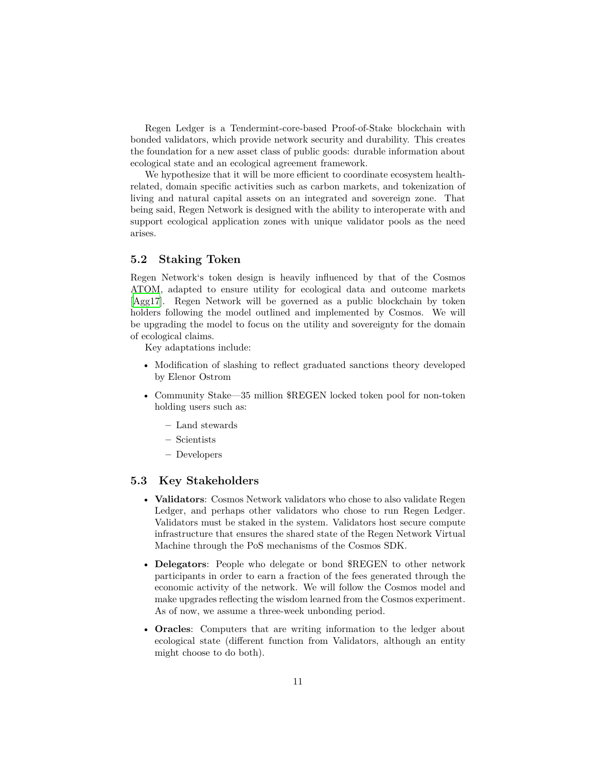Regen Ledger is a Tendermint-core-based Proof-of-Stake blockchain with bonded validators, which provide network security and durability. This creates the foundation for a new asset class of public goods: durable information about ecological state and an ecological agreement framework.

We hypothesize that it will be more efficient to coordinate ecosystem health-related, domain specific activities such as carbon markets, and tokenization of living and natural capital assets on an integrated and sovereign zone. That being said, Regen Network is designed with the ability to interoperate with and support ecological application zones with unique validator pools as the need arises.

## 5.2 Staking Token

Regen Network‘s token design is heavily influenced by that of the Cosmos ATOM, adapted to ensure utility for ecological data and outcome markets [Agg17]. Regen Network will be governed as a public blockchain by token holders following the model outlined and implemented by Cosmos. We will be upgrading the model to focus on the utility and sovereignty for the domain of ecological claims.

Key adaptations include:

- Modification of slashing to reflect graduated sanctions theory developed by Elenor Ostrom
- Community Stake—35 million $REGEN locked token pool for non-token holding users such as:
  - Land stewards
  - Scientists
  - Developers

## 5.3 Key Stakeholders

- **Validators**: Cosmos Network validators who chose to also validate Regen Ledger, and perhaps other validators who chose to run Regen Ledger. Validators must be staked in the system. Validators host secure compute infrastructure that ensures the shared state of the Regen Network Virtual Machine through the PoS mechanisms of the Cosmos SDK.
- **Delegators**: People who delegate or bond $REGEN to other network participants in order to earn a fraction of the fees generated through the economic activity of the network. We will follow the Cosmos model and make upgrades reflecting the wisdom learned from the Cosmos experiment. As of now, we assume a three-week unbonding period.
- **Oracles**: Computers that are writing information to the ledger about ecological state (different function from Validators, although an entity might choose to do both).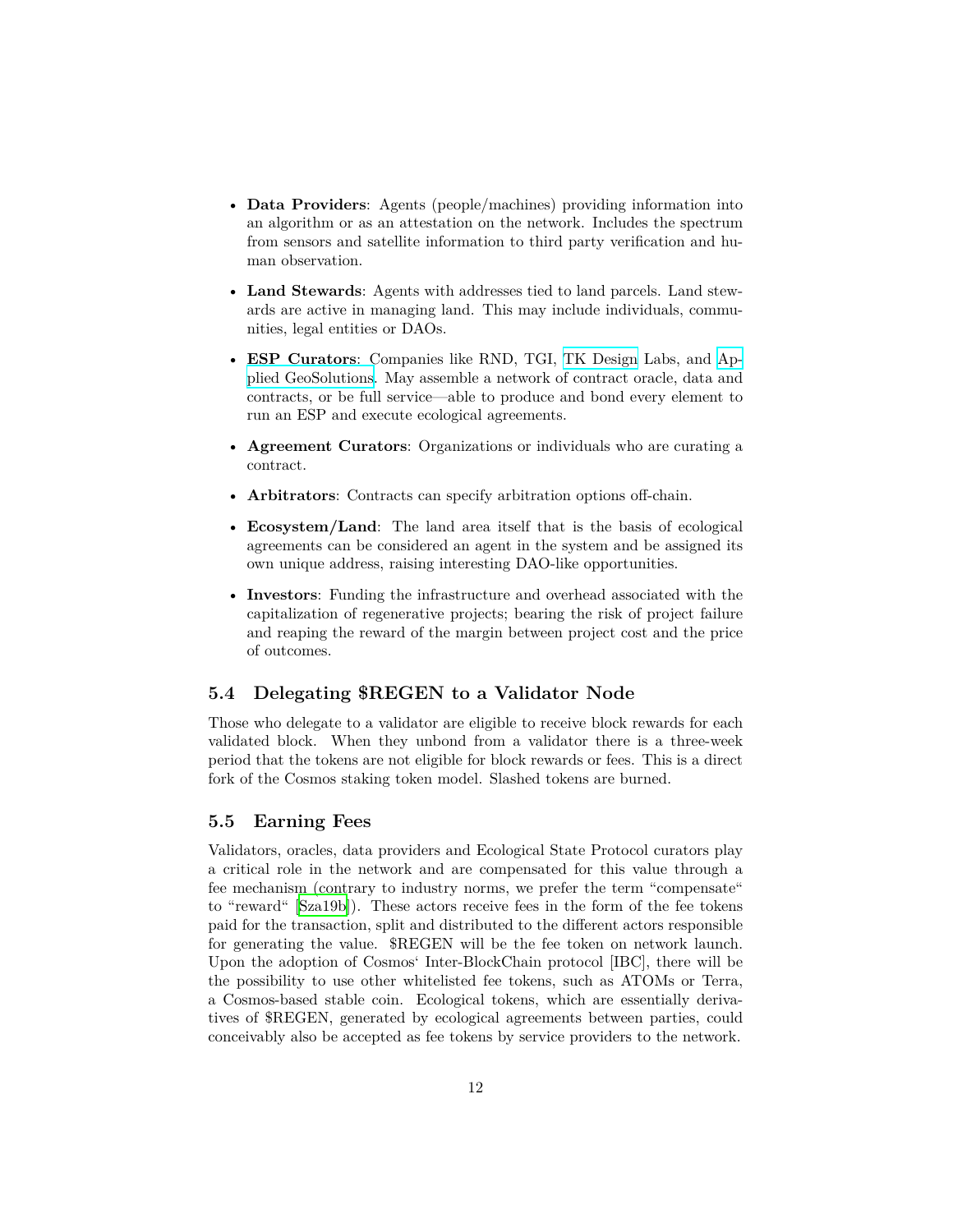- **Data Providers**: Agents (people/machines) providing information into an algorithm or as an attestation on the network. Includes the spectrum from sensors and satellite information to third party verification and human observation.
- **Land Stewards**: Agents with addresses tied to land parcels. Land stewards are active in managing land. This may include individuals, communities, legal entities or DAOs.
- **ESP Curators**: Companies like RND, TGI, TK Design Labs, and Applied GeoSolutions. May assemble a network of contract oracle, data and contracts, or be full service—able to produce and bond every element to run an ESP and execute ecological agreements.
- **Agreement Curators**: Organizations or individuals who are curating a contract.
- **Arbitrators**: Contracts can specify arbitration options off-chain.
- **Ecosystem/Land**: The land area itself that is the basis of ecological agreements can be considered an agent in the system and be assigned its own unique address, raising interesting DAO-like opportunities.
- **Investors**: Funding the infrastructure and overhead associated with the capitalization of regenerative projects; bearing the risk of project failure and reaping the reward of the margin between project cost and the price of outcomes.

## 5.4 Delegating $REGEN to a Validator Node

Those who delegate to a validator are eligible to receive block rewards for each validated block. When they unbond from a validator there is a three-week period that the tokens are not eligible for block rewards or fees. This is a direct fork of the Cosmos staking token model. Slashed tokens are burned.

## 5.5 Earning Fees

Validators, oracles, data providers and Ecological State Protocol curators play a critical role in the network and are compensated for this value through a fee mechanism (contrary to industry norms, we prefer the term "compensate" to "reward" [Sza19b]). These actors receive fees in the form of the fee tokens paid for the transaction, split and distributed to the different actors responsible for generating the value. $REGEN will be the fee token on network launch. Upon the adoption of Cosmos' Inter-BlockChain protocol [IBC], there will be the possibility to use other whitelisted fee tokens, such as ATOMs or Terra, a Cosmos-based stable coin. Ecological tokens, which are essentially derivatives of $REGEN, generated by ecological agreements between parties, could conceivably also be accepted as fee tokens by service providers to the network.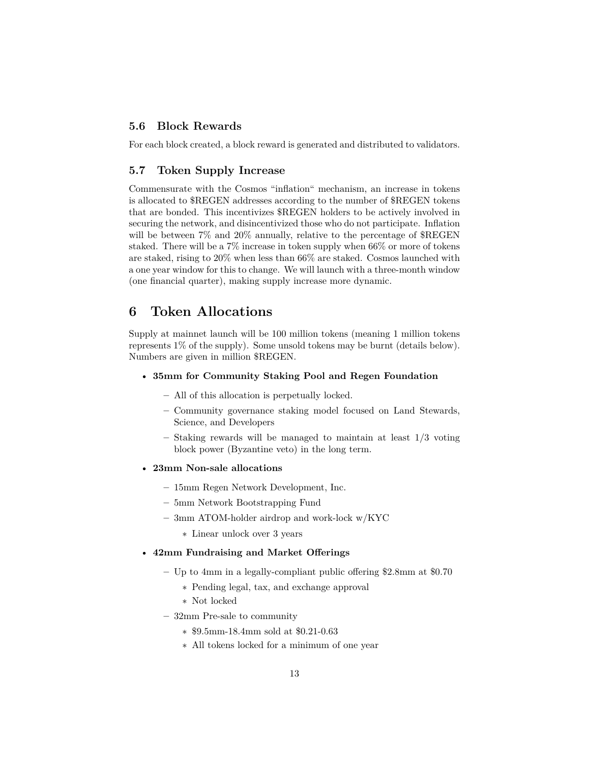### 5.6 Block Rewards

For each block created, a block reward is generated and distributed to validators.

### 5.7 Token Supply Increase

Commensurate with the Cosmos "inflation" mechanism, an increase in tokens is allocated to $REGEN addresses according to the number of $REGEN tokens that are bonded. This incentivizes $REGEN holders to be actively involved in securing the network, and disincentivized those who do not participate. Inflation will be between 7% and 20% annually, relative to the percentage of $REGEN staked. There will be a 7% increase in token supply when 66% or more of tokens are staked, rising to 20% when less than 66% are staked. Cosmos launched with a one year window for this to change. We will launch with a three-month window (one financial quarter), making supply increase more dynamic.

## 6 Token Allocations

Supply at mainnet launch will be 100 million tokens (meaning 1 million tokens represents 1% of the supply). Some unsold tokens may be burnt (details below). Numbers are given in million $REGEN.

- **35mm for Community Staking Pool and Regen Foundation**
  - All of this allocation is perpetually locked.
  - Community governance staking model focused on Land Stewards, Science, and Developers
  - Staking rewards will be managed to maintain at least 1/3 voting block power (Byzantine veto) in the long term.
- **23mm Non-sale allocations**
  - 15mm Regen Network Development, Inc.
  - 5mm Network Bootstrapping Fund
  - 3mm ATOM-holder airdrop and work-lock w/KYC
    - Linear unlock over 3 years
- **42mm Fundraising and Market Offerings**
  - Up to 4mm in a legally-compliant public offering $2.8mm at $0.70
    - Pending legal, tax, and exchange approval
    - Not locked
  - 32mm Pre-sale to community
    - $9.5mm-18.4mm sold at $0.21-0.63
    - All tokens locked for a minimum of one year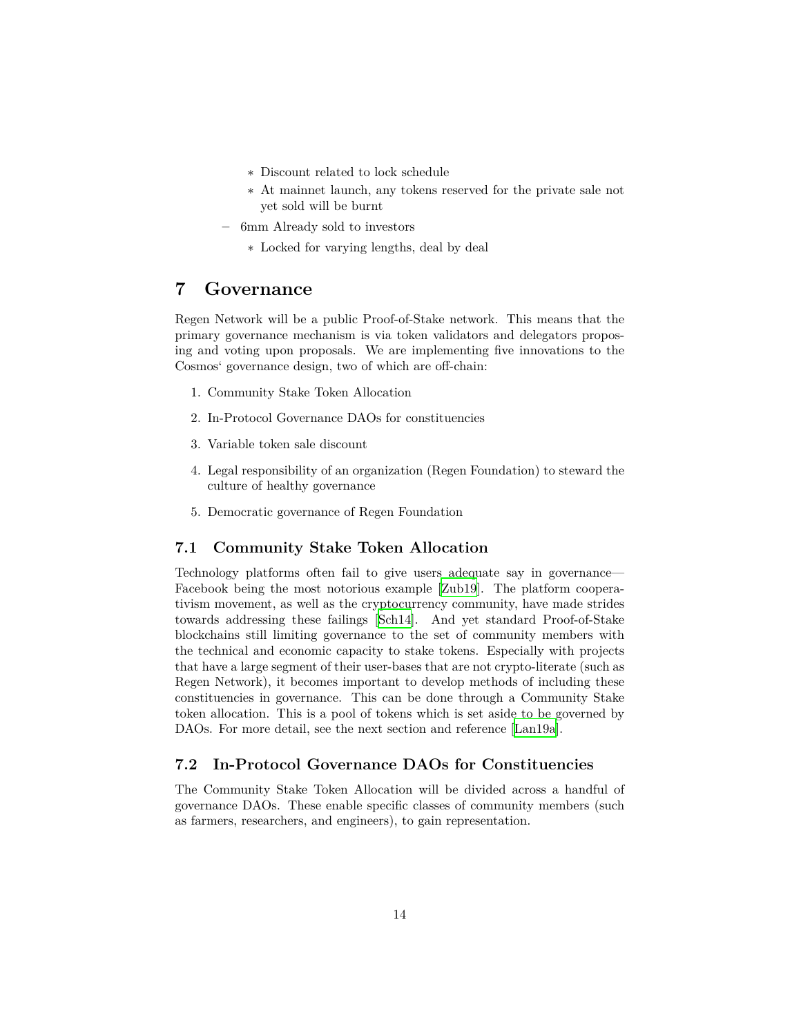- Discount related to lock schedule
    - At mainnet launch, any tokens reserved for the private sale not yet sold will be burnt
  - 6mm Already sold to investors
    - Locked for varying lengths, deal by deal

# 7 Governance

Regen Network will be a public Proof-of-Stake network. This means that the primary governance mechanism is via token validators and delegators proposing and voting upon proposals. We are implementing five innovations to the Cosmos' governance design, two of which are off-chain:

1. Community Stake Token Allocation
2. In-Protocol Governance DAOs for constituencies
3. Variable token sale discount
4. Legal responsibility of an organization (Regen Foundation) to steward the culture of healthy governance
5. Democratic governance of Regen Foundation

## 7.1 Community Stake Token Allocation

Technology platforms often fail to give users adequate say in governance—Facebook being the most notorious example [Zub19]. The platform cooperativism movement, as well as the cryptocurrency community, have made strides towards addressing these failings [Sch14]. And yet standard Proof-of-Stake blockchains still limiting governance to the set of community members with the technical and economic capacity to stake tokens. Especially with projects that have a large segment of their user-bases that are not crypto-literate (such as Regen Network), it becomes important to develop methods of including these constituencies in governance. This can be done through a Community Stake token allocation. This is a pool of tokens which is set aside to be governed by DAOs. For more detail, see the next section and reference [Lan19a].

## 7.2 In-Protocol Governance DAOs for Constituencies

The Community Stake Token Allocation will be divided across a handful of governance DAOs. These enable specific classes of community members (such as farmers, researchers, and engineers), to gain representation.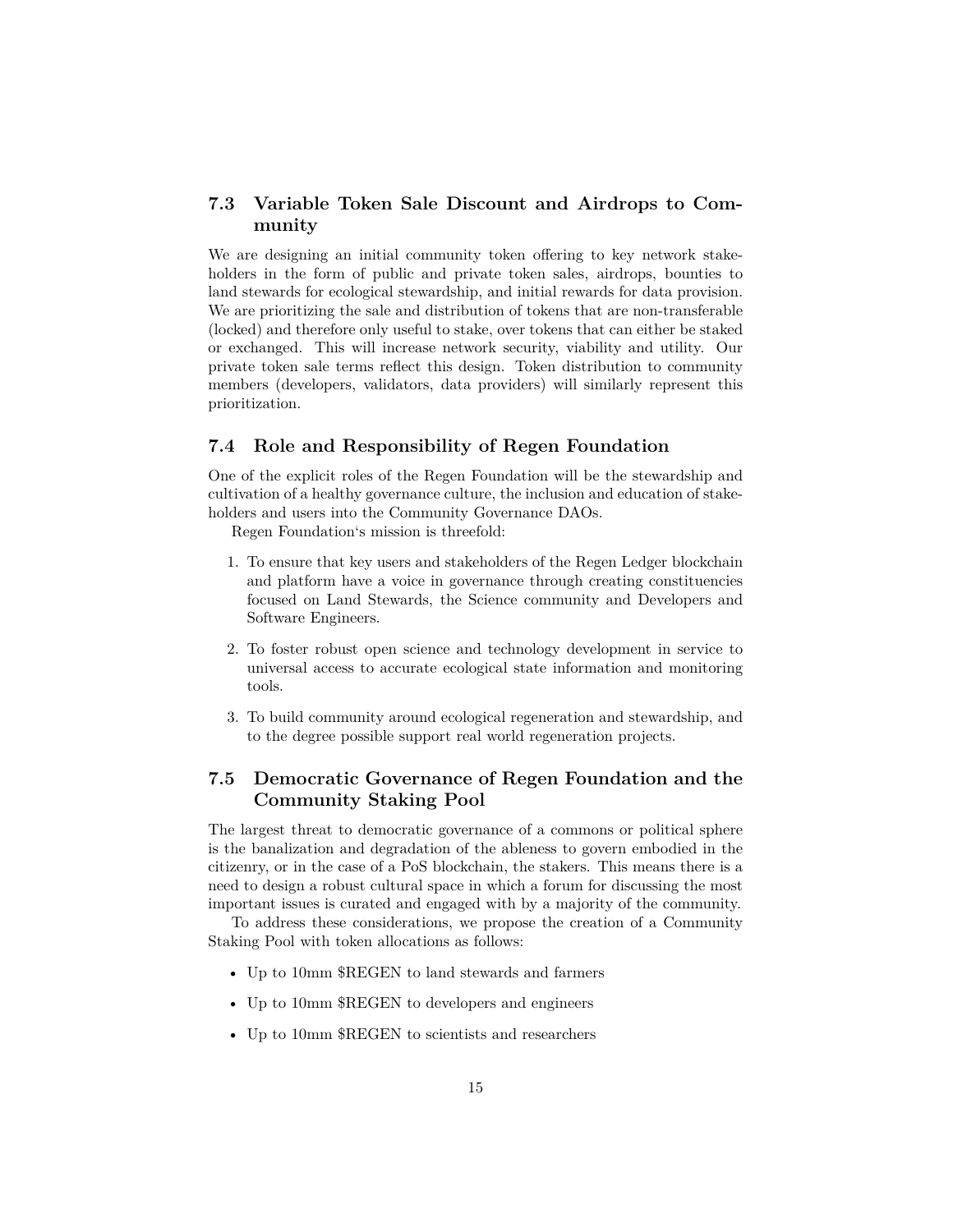## 7.3 Variable Token Sale Discount and Airdrops to Community

We are designing an initial community token offering to key network stakeholders in the form of public and private token sales, airdrops, bounties to land stewards for ecological stewardship, and initial rewards for data provision. We are prioritizing the sale and distribution of tokens that are non-transferable (locked) and therefore only useful to stake, over tokens that can either be staked or exchanged. This will increase network security, viability and utility. Our private token sale terms reflect this design. Token distribution to community members (developers, validators, data providers) will similarly represent this prioritization.

## 7.4 Role and Responsibility of Regen Foundation

One of the explicit roles of the Regen Foundation will be the stewardship and cultivation of a healthy governance culture, the inclusion and education of stakeholders and users into the Community Governance DAOs.

Regen Foundation‘s mission is threefold:

1. To ensure that key users and stakeholders of the Regen Ledger blockchain and platform have a voice in governance through creating constituencies focused on Land Stewards, the Science community and Developers and Software Engineers.
2. To foster robust open science and technology development in service to universal access to accurate ecological state information and monitoring tools.
3. To build community around ecological regeneration and stewardship, and to the degree possible support real world regeneration projects.

## 7.5 Democratic Governance of Regen Foundation and the Community Staking Pool

The largest threat to democratic governance of a commons or political sphere is the banalization and degradation of the ableness to govern embodied in the citizenry, or in the case of a PoS blockchain, the stakers. This means there is a need to design a robust cultural space in which a forum for discussing the most important issues is curated and engaged with by a majority of the community.

To address these considerations, we propose the creation of a Community Staking Pool with token allocations as follows:

- Up to 10mm $REGEN to land stewards and farmers
- Up to 10mm $REGEN to developers and engineers
- Up to 10mm $REGEN to scientists and researchers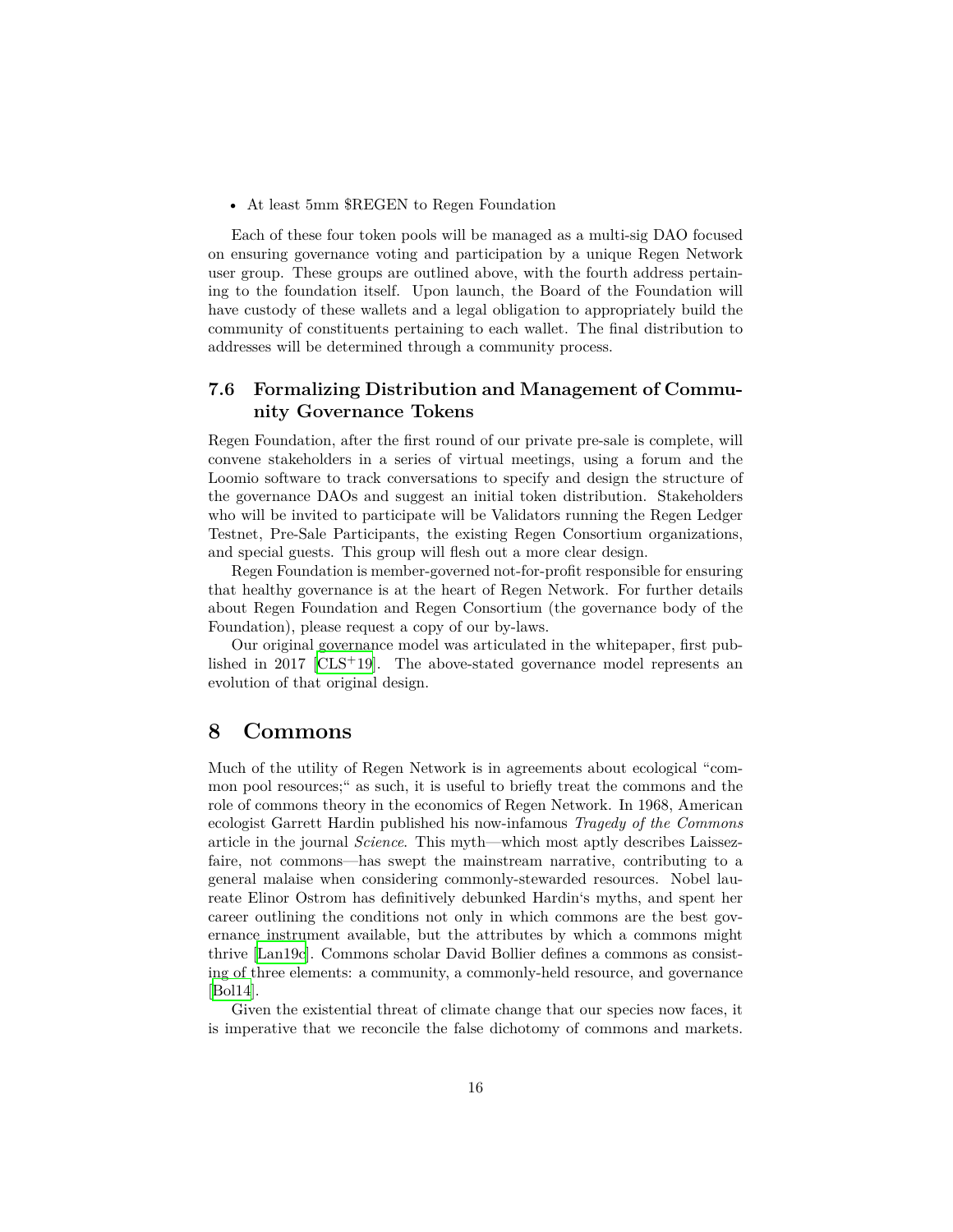- At least 5mm $REGEN to Regen Foundation

Each of these four token pools will be managed as a multi-sig DAO focused on ensuring governance voting and participation by a unique Regen Network user group. These groups are outlined above, with the fourth address pertaining to the foundation itself. Upon launch, the Board of the Foundation will have custody of these wallets and a legal obligation to appropriately build the community of constituents pertaining to each wallet. The final distribution to addresses will be determined through a community process.

### 7.6 Formalizing Distribution and Management of Community Governance Tokens

Regen Foundation, after the first round of our private pre-sale is complete, will convene stakeholders in a series of virtual meetings, using a forum and the Loomio software to track conversations to specify and design the structure of the governance DAOs and suggest an initial token distribution. Stakeholders who will be invited to participate will be Validators running the Regen Ledger Testnet, Pre-Sale Participants, the existing Regen Consortium organizations, and special guests. This group will flesh out a more clear design.

Regen Foundation is member-governed not-for-profit responsible for ensuring that healthy governance is at the heart of Regen Network. For further details about Regen Foundation and Regen Consortium (the governance body of the Foundation), please request a copy of our by-laws.

Our original governance model was articulated in the whitepaper, first published in 2017 [CLS+19]. The above-stated governance model represents an evolution of that original design.

## 8 Commons

Much of the utility of Regen Network is in agreements about ecological "common pool resources;" as such, it is useful to briefly treat the commons and the role of commons theory in the economics of Regen Network. In 1968, American ecologist Garrett Hardin published his now-infamous *Tragedy of the Commons* article in the journal *Science*. This myth—which most aptly describes Laissez-faire, not commons—has swept the mainstream narrative, contributing to a general malaise when considering commonly-stewarded resources. Nobel laureate Elinor Ostrom has definitively debunked Hardin's myths, and spent her career outlining the conditions not only in which commons are the best governance instrument available, but the attributes by which a commons might thrive [Lan19c]. Commons scholar David Bollier defines a commons as consisting of three elements: a community, a commonly-held resource, and governance [Bol14].

Given the existential threat of climate change that our species now faces, it is imperative that we reconcile the false dichotomy of commons and markets.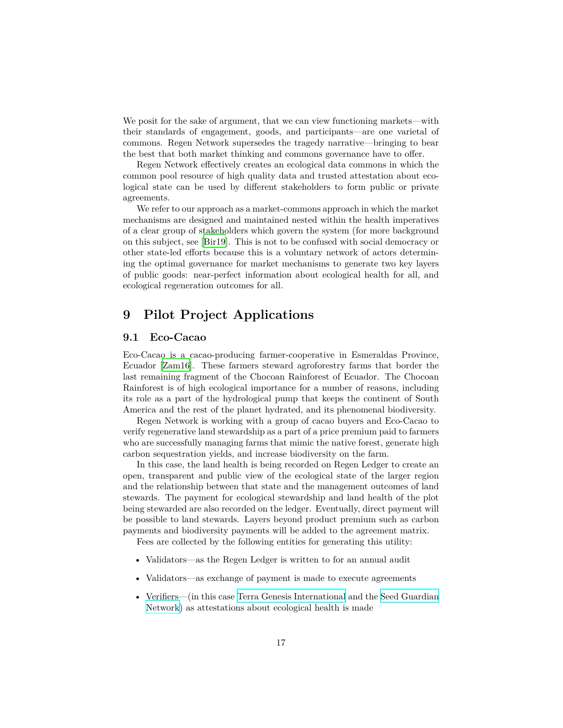We posit for the sake of argument, that we can view functioning markets—with their standards of engagement, goods, and participants—are one varietal of commons. Regen Network supersedes the tragedy narrative—bringing to bear the best that both market thinking and commons governance have to offer.

Regen Network effectively creates an ecological data commons in which the common pool resource of high quality data and trusted attestation about ecological state can be used by different stakeholders to form public or private agreements.

We refer to our approach as a market-commons approach in which the market mechanisms are designed and maintained nested within the health imperatives of a clear group of stakeholders which govern the system (for more background on this subject, see [Bir19]. This is not to be confused with social democracy or other state-led efforts because this is a voluntary network of actors determining the optimal governance for market mechanisms to generate two key layers of public goods: near-perfect information about ecological health for all, and ecological regeneration outcomes for all.

# 9 Pilot Project Applications

## 9.1 Eco-Cacao

Eco-Cacao is a cacao-producing farmer-cooperative in Esmeraldas Province, Ecuador [Zam16]. These farmers steward agroforestry farms that border the last remaining fragment of the Chocoan Rainforest of Ecuador. The Chocoan Rainforest is of high ecological importance for a number of reasons, including its role as a part of the hydrological pump that keeps the continent of South America and the rest of the planet hydrated, and its phenomenal biodiversity.

Regen Network is working with a group of cacao buyers and Eco-Cacao to verify regenerative land stewardship as a part of a price premium paid to farmers who are successfully managing farms that mimic the native forest, generate high carbon sequestration yields, and increase biodiversity on the farm.

In this case, the land health is being recorded on Regen Ledger to create an open, transparent and public view of the ecological state of the larger region and the relationship between that state and the management outcomes of land stewards. The payment for ecological stewardship and land health of the plot being stewarded are also recorded on the ledger. Eventually, direct payment will be possible to land stewards. Layers beyond product premium such as carbon payments and biodiversity payments will be added to the agreement matrix.

Fees are collected by the following entities for generating this utility:

- Validators—as the Regen Ledger is written to for an annual audit
- Validators—as exchange of payment is made to execute agreements
- Verifiers—(in this case Terra Genesis International and the Seed Guardian Network) as attestations about ecological health is made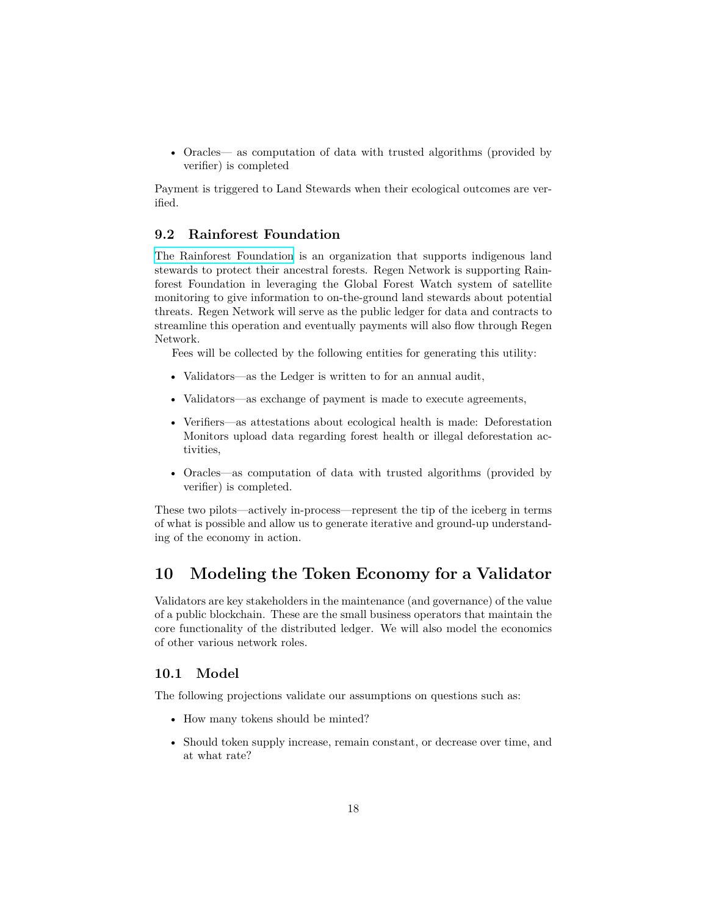- Oracles— as computation of data with trusted algorithms (provided by verifier) is completed

Payment is triggered to Land Stewards when their ecological outcomes are verified.

### 9.2 Rainforest Foundation

The Rainforest Foundation is an organization that supports indigenous land stewards to protect their ancestral forests. Regen Network is supporting Rainforest Foundation in leveraging the Global Forest Watch system of satellite monitoring to give information to on-the-ground land stewards about potential threats. Regen Network will serve as the public ledger for data and contracts to streamline this operation and eventually payments will also flow through Regen Network.

Fees will be collected by the following entities for generating this utility:

- Validators—as the Ledger is written to for an annual audit,
- Validators—as exchange of payment is made to execute agreements,
- Verifiers—as attestations about ecological health is made: Deforestation Monitors upload data regarding forest health or illegal deforestation activities,
- Oracles—as computation of data with trusted algorithms (provided by verifier) is completed.

These two pilots—actively in-process—represent the tip of the iceberg in terms of what is possible and allow us to generate iterative and ground-up understanding of the economy in action.

## 10 Modeling the Token Economy for a Validator

Validators are key stakeholders in the maintenance (and governance) of the value of a public blockchain. These are the small business operators that maintain the core functionality of the distributed ledger. We will also model the economics of other various network roles.

### 10.1 Model

The following projections validate our assumptions on questions such as:

- How many tokens should be minted?
- Should token supply increase, remain constant, or decrease over time, and at what rate?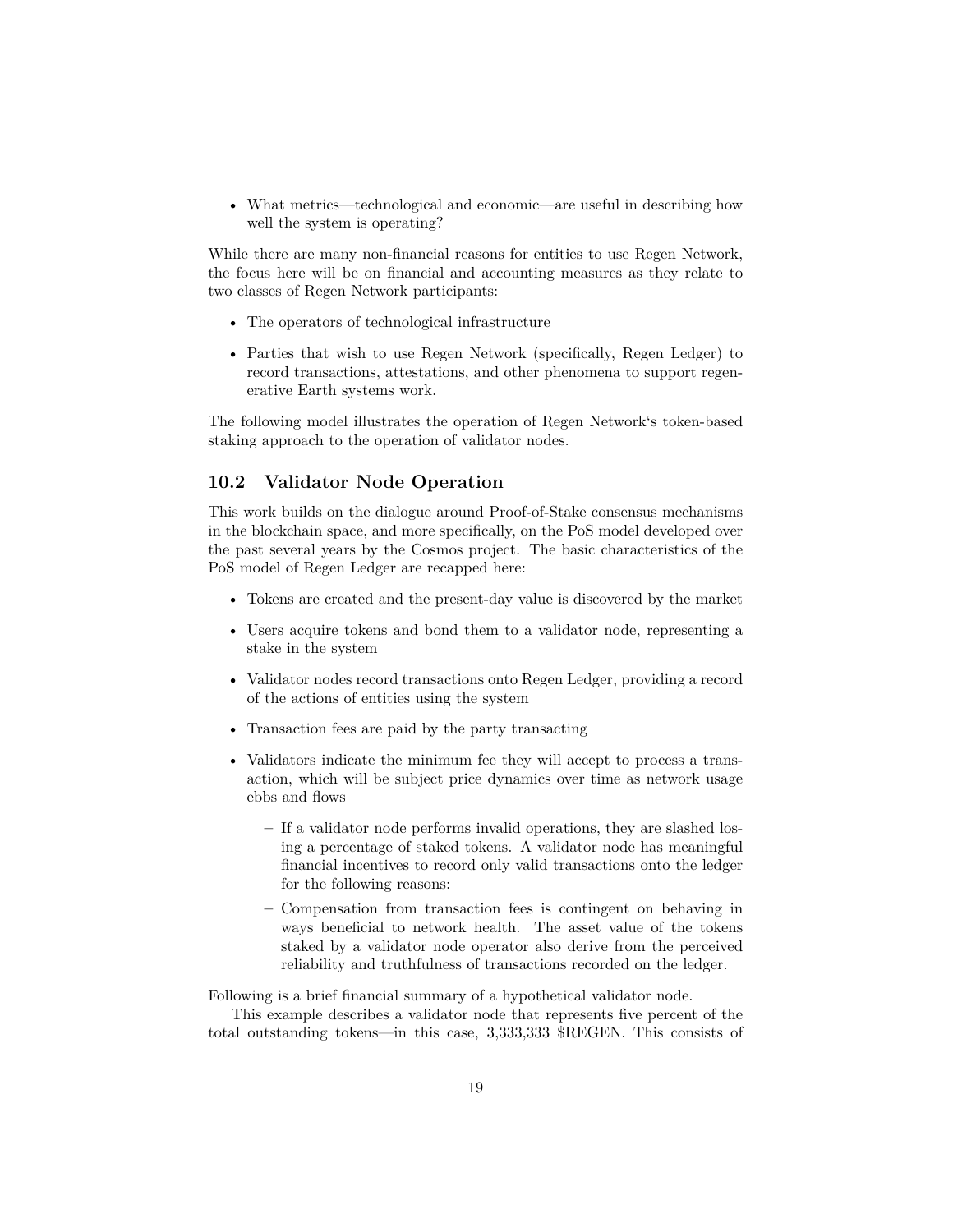- What metrics—technological and economic—are useful in describing how well the system is operating?

While there are many non-financial reasons for entities to use Regen Network, the focus here will be on financial and accounting measures as they relate to two classes of Regen Network participants:

- The operators of technological infrastructure
- Parties that wish to use Regen Network (specifically, Regen Ledger) to record transactions, attestations, and other phenomena to support regenerative Earth systems work.

The following model illustrates the operation of Regen Network‘s token-based staking approach to the operation of validator nodes.

## 10.2 Validator Node Operation

This work builds on the dialogue around Proof-of-Stake consensus mechanisms in the blockchain space, and more specifically, on the PoS model developed over the past several years by the Cosmos project. The basic characteristics of the PoS model of Regen Ledger are recapped here:

- Tokens are created and the present-day value is discovered by the market
- Users acquire tokens and bond them to a validator node, representing a stake in the system
- Validator nodes record transactions onto Regen Ledger, providing a record of the actions of entities using the system
- Transaction fees are paid by the party transacting
- Validators indicate the minimum fee they will accept to process a transaction, which will be subject price dynamics over time as network usage ebbs and flows
  - If a validator node performs invalid operations, they are slashed losing a percentage of staked tokens. A validator node has meaningful financial incentives to record only valid transactions onto the ledger for the following reasons:
  - Compensation from transaction fees is contingent on behaving in ways beneficial to network health. The asset value of the tokens staked by a validator node operator also derive from the perceived reliability and truthfulness of transactions recorded on the ledger.

Following is a brief financial summary of a hypothetical validator node.

This example describes a validator node that represents five percent of the total outstanding tokens—in this case, 3,333,333 $REGEN. This consists of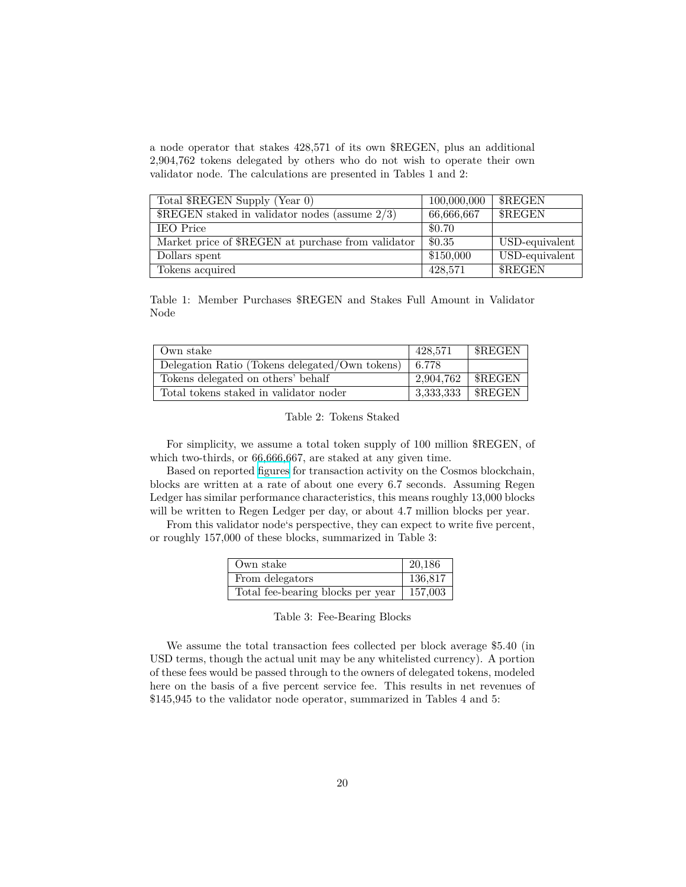a node operator that stakes 428,571 of its own $REGEN, plus an additional 2,904,762 tokens delegated by others who do not wish to operate their own validator node. The calculations are presented in Tables 1 and 2:

| | | |
|---|---|---|
| Total $REGEN Supply (Year 0) | 100,000,000 | $REGEN |
| $REGEN staked in validator nodes (assume 2/3) | 66,666,667 | $REGEN |
| IEO Price | $0.70 | |
| Market price of $REGEN at purchase from validator | $0.35 | USD-equivalent |
| Dollars spent | $150,000 | USD-equivalent |
| Tokens acquired | 428,571 | $REGEN |

Table 1: Member Purchases $REGEN and Stakes Full Amount in Validator Node

| | | |
|---|---|---|
| Own stake | 428,571 | $REGEN |
| Delegation Ratio (Tokens delegated/Own tokens) | 6.778 | |
| Tokens delegated on others' behalf | 2,904,762 | $REGEN |
| Total tokens staked in validator noder | 3,333,333 | $REGEN |

Table 2: Tokens Staked

For simplicity, we assume a total token supply of 100 million $REGEN, of which two-thirds, or 66,666,667, are staked at any given time.

Based on reported figures for transaction activity on the Cosmos blockchain, blocks are written at a rate of about one every 6.7 seconds. Assuming Regen Ledger has similar performance characteristics, this means roughly 13,000 blocks will be written to Regen Ledger per day, or about 4.7 million blocks per year.

From this validator node's perspective, they can expect to write five percent, or roughly 157,000 of these blocks, summarized in Table 3:

| | |
|---|---|
| Own stake | 20,186 |
| From delegators | 136,817 |
| Total fee-bearing blocks per year | 157,003 |

Table 3: Fee-Bearing Blocks

We assume the total transaction fees collected per block average $5.40 (in USD terms, though the actual unit may be any whitelisted currency). A portion of these fees would be passed through to the owners of delegated tokens, modeled here on the basis of a five percent service fee. This results in net revenues of $145,945 to the validator node operator, summarized in Tables 4 and 5: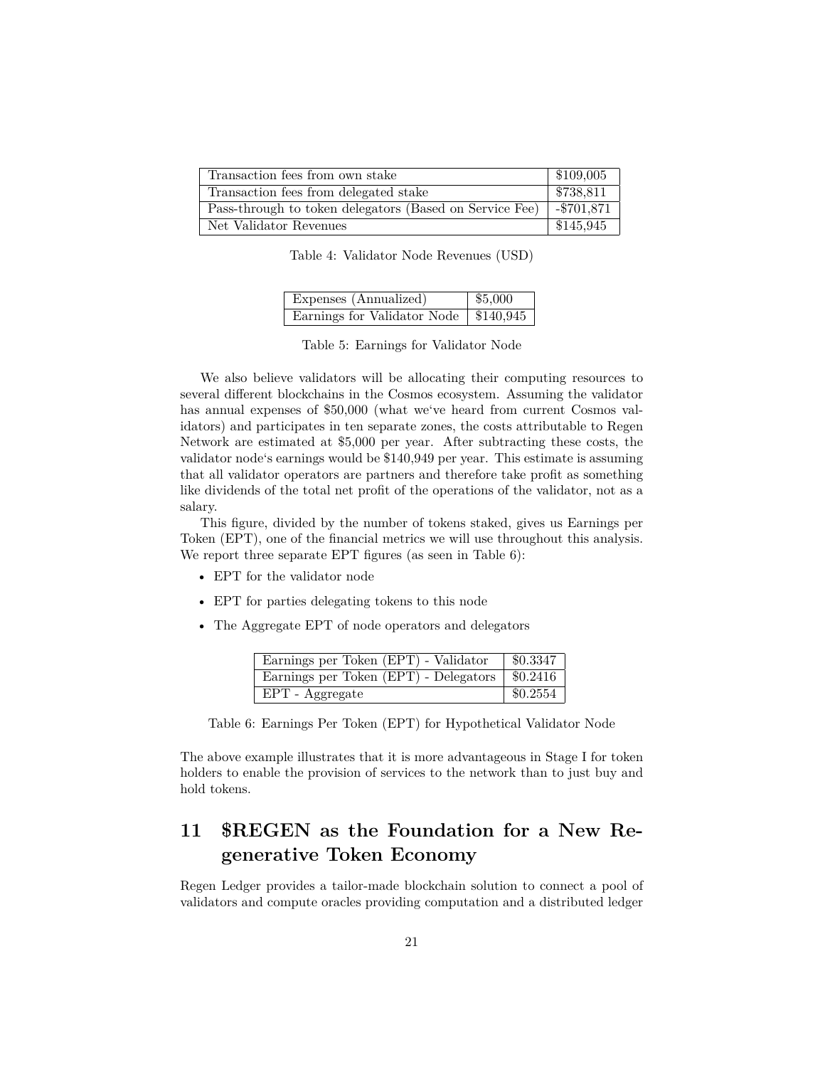| Transaction fees from own stake | \$109,005 |
|---|---|
| Transaction fees from delegated stake | \$738,811 |
| Pass-through to token delegators (Based on Service Fee) | -\$701,871 |
| Net Validator Revenues | \$145,945 |

Table 4: Validator Node Revenues (USD)

| Expenses (Annualized) | \$5,000 |
|---|---|
| Earnings for Validator Node | \$140,945 |

Table 5: Earnings for Validator Node

We also believe validators will be allocating their computing resources to several different blockchains in the Cosmos ecosystem. Assuming the validator has annual expenses of \$50,000 (what we‘ve heard from current Cosmos validators) and participates in ten separate zones, the costs attributable to Regen Network are estimated at \$5,000 per year. After subtracting these costs, the validator node‘s earnings would be \$140,949 per year. This estimate is assuming that all validator operators are partners and therefore take profit as something like dividends of the total net profit of the operations of the validator, not as a salary.

This figure, divided by the number of tokens staked, gives us Earnings per Token (EPT), one of the financial metrics we will use throughout this analysis. We report three separate EPT figures (as seen in Table 6):

- EPT for the validator node
- EPT for parties delegating tokens to this node
- The Aggregate EPT of node operators and delegators

| Earnings per Token (EPT) - Validator | \$0.3347 |
|---|---|
| Earnings per Token (EPT) - Delegators | \$0.2416 |
| EPT - Aggregate | \$0.2554 |

Table 6: Earnings Per Token (EPT) for Hypothetical Validator Node

The above example illustrates that it is more advantageous in Stage I for token holders to enable the provision of services to the network than to just buy and hold tokens.

# 11 $REGEN as the Foundation for a New Regenerative Token Economy

Regen Ledger provides a tailor-made blockchain solution to connect a pool of validators and compute oracles providing computation and a distributed ledger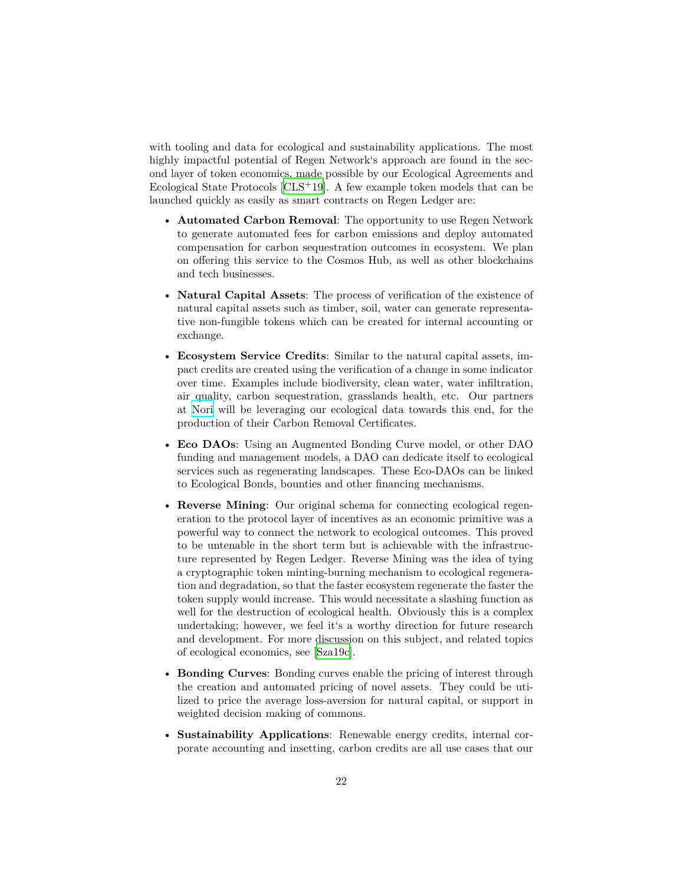with tooling and data for ecological and sustainability applications. The most highly impactful potential of Regen Network's approach are found in the second layer of token economics, made possible by our Ecological Agreements and Ecological State Protocols [CLS+19]. A few example token models that can be launched quickly as easily as smart contracts on Regen Ledger are:

- **Automated Carbon Removal**: The opportunity to use Regen Network to generate automated fees for carbon emissions and deploy automated compensation for carbon sequestration outcomes in ecosystem. We plan on offering this service to the Cosmos Hub, as well as other blockchains and tech businesses.

- **Natural Capital Assets**: The process of verification of the existence of natural capital assets such as timber, soil, water can generate representative non-fungible tokens which can be created for internal accounting or exchange.

- **Ecosystem Service Credits**: Similar to the natural capital assets, impact credits are created using the verification of a change in some indicator over time. Examples include biodiversity, clean water, water infiltration, air quality, carbon sequestration, grasslands health, etc. Our partners at Nori will be leveraging our ecological data towards this end, for the production of their Carbon Removal Certificates.

- **Eco DAOs**: Using an Augmented Bonding Curve model, or other DAO funding and management models, a DAO can dedicate itself to ecological services such as regenerating landscapes. These Eco-DAOs can be linked to Ecological Bonds, bounties and other financing mechanisms.

- **Reverse Mining**: Our original schema for connecting ecological regeneration to the protocol layer of incentives as an economic primitive was a powerful way to connect the network to ecological outcomes. This proved to be untenable in the short term but is achievable with the infrastructure represented by Regen Ledger. Reverse Mining was the idea of tying a cryptographic token minting-burning mechanism to ecological regeneration and degradation, so that the faster ecosystem regenerate the faster the token supply would increase. This would necessitate a slashing function as well for the destruction of ecological health. Obviously this is a complex undertaking; however, we feel it's a worthy direction for future research and development. For more discussion on this subject, and related topics of ecological economics, see [Sza19c].

- **Bonding Curves**: Bonding curves enable the pricing of interest through the creation and automated pricing of novel assets. They could be utilized to price the average loss-aversion for natural capital, or support in weighted decision making of commons.

- **Sustainability Applications**: Renewable energy credits, internal corporate accounting and insetting, carbon credits are all use cases that our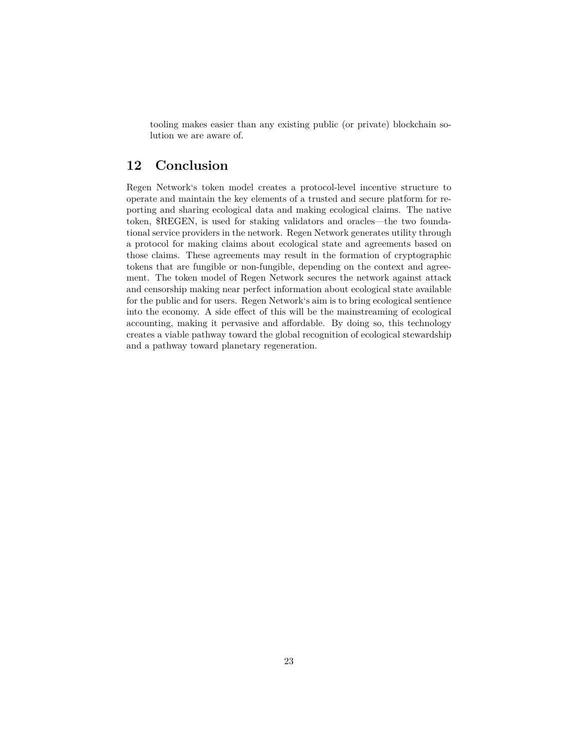tooling makes easier than any existing public (or private) blockchain solution we are aware of.

## 12 Conclusion

Regen Network‘s token model creates a protocol-level incentive structure to operate and maintain the key elements of a trusted and secure platform for reporting and sharing ecological data and making ecological claims. The native token, $REGEN, is used for staking validators and oracles—the two foundational service providers in the network. Regen Network generates utility through a protocol for making claims about ecological state and agreements based on those claims. These agreements may result in the formation of cryptographic tokens that are fungible or non-fungible, depending on the context and agreement. The token model of Regen Network secures the network against attack and censorship making near perfect information about ecological state available for the public and for users. Regen Network‘s aim is to bring ecological sentience into the economy. A side effect of this will be the mainstreaming of ecological accounting, making it pervasive and affordable. By doing so, this technology creates a viable pathway toward the global recognition of ecological stewardship and a pathway toward planetary regeneration.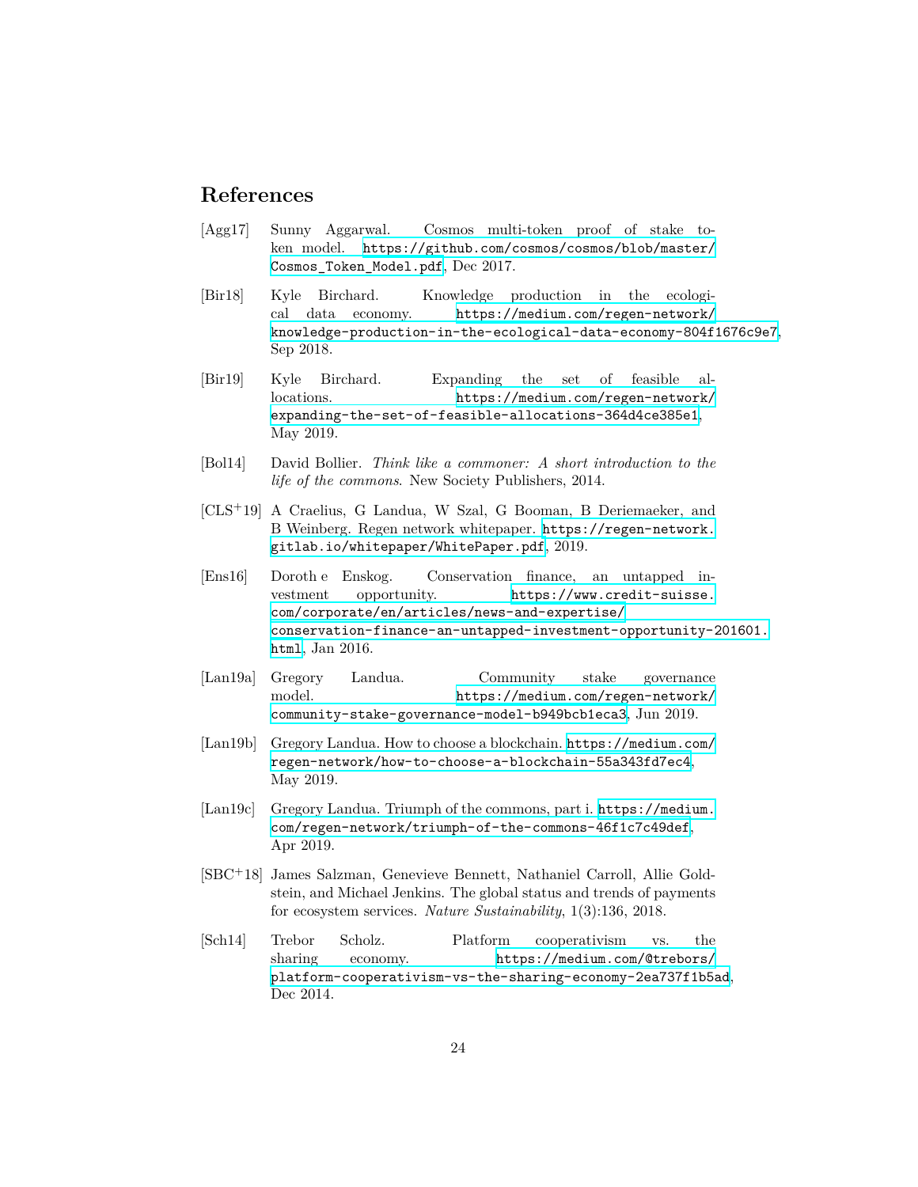## References

[Agg17] Sunny Aggarwal. Cosmos multi-token proof of stake token model. https://github.com/cosmos/cosmos/blob/master/Cosmos_Token_Model.pdf, Dec 2017.

[Bir18] Kyle Birchard. Knowledge production in the ecological data economy. https://medium.com/regen-network/knowledge-production-in-the-ecological-data-economy-804f1676c9e7, Sep 2018.

[Bir19] Kyle Birchard. Expanding the set of feasible allocations. https://medium.com/regen-network/expanding-the-set-of-feasible-allocations-364d4ce385e1, May 2019.

[Bol14] David Bollier. *Think like a commoner: A short introduction to the life of the commons*. New Society Publishers, 2014.

[CLS+19] A Craelius, G Landua, W Szal, G Booman, B Deriemaeker, and B Weinberg. Regen network whitepaper. https://regen-network.gitlab.io/whitepaper/WhitePaper.pdf, 2019.

[Ens16] Doroth e Enskog. Conservation finance, an untapped investment opportunity. https://www.credit-suisse.com/corporate/en/articles/news-and-expertise/conservation-finance-an-untapped-investment-opportunity-201601.html, Jan 2016.

[Lan19a] Gregory Landua. Community stake governance model. https://medium.com/regen-network/community-stake-governance-model-b949bcb1eca3, Jun 2019.

[Lan19b] Gregory Landua. How to choose a blockchain. https://medium.com/regen-network/how-to-choose-a-blockchain-55a343fd7ec4, May 2019.

[Lan19c] Gregory Landua. Triumph of the commons, part i. https://medium.com/regen-network/triumph-of-the-commons-46f1c7c49def, Apr 2019.

[SBC+18] James Salzman, Genevieve Bennett, Nathaniel Carroll, Allie Goldstein, and Michael Jenkins. The global status and trends of payments for ecosystem services. *Nature Sustainability*, 1(3):136, 2018.

[Sch14] Trebor Scholz. Platform cooperativism vs. the sharing economy. https://medium.com/@trebors/platform-cooperativism-vs-the-sharing-economy-2ea737f1b5ad, Dec 2014.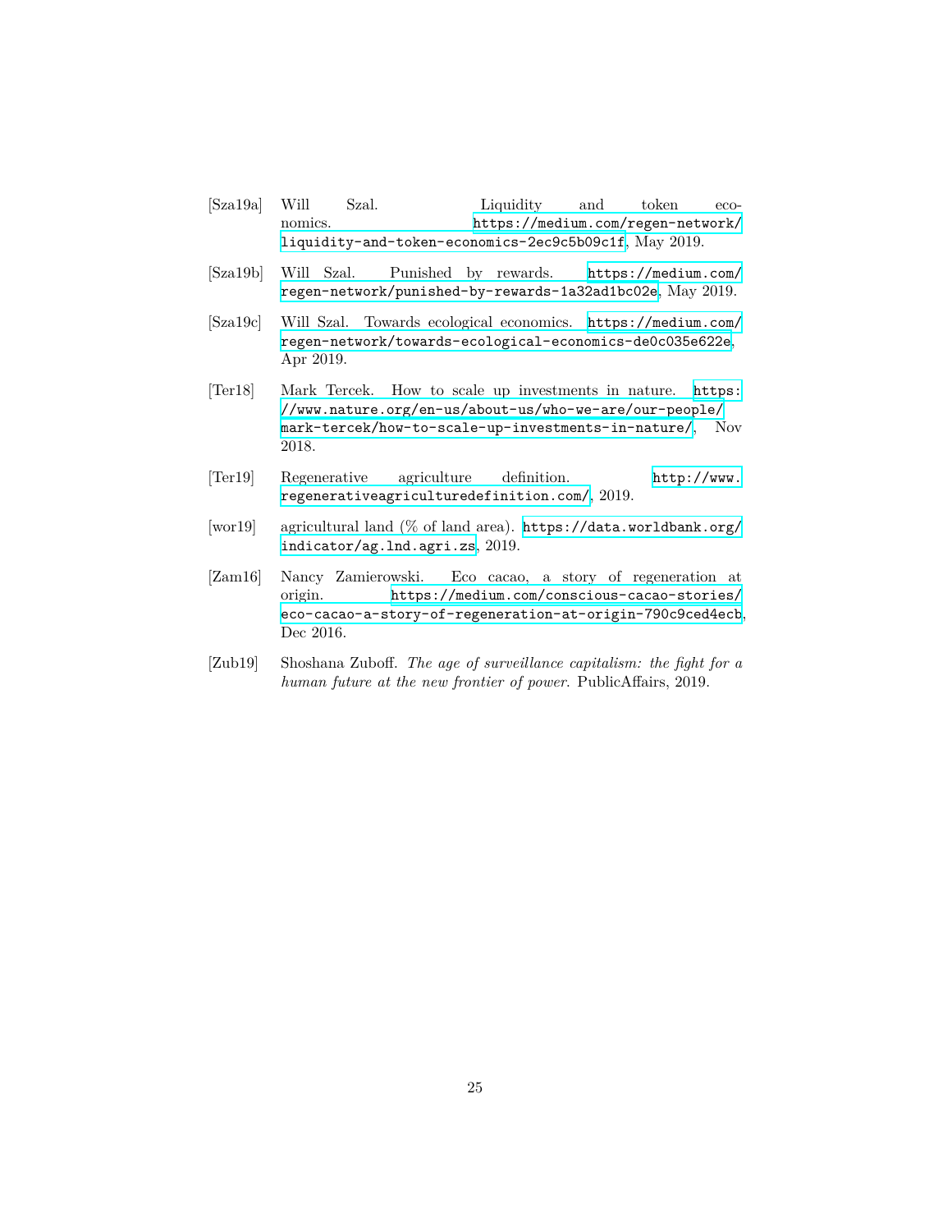[Sza19a] Will Szal. Liquidity and token economics. https://medium.com/regen-network/liquidity-and-token-economics-2ec9c5b09c1f, May 2019.

[Sza19b] Will Szal. Punished by rewards. https://medium.com/regen-network/punished-by-rewards-1a32ad1bc02e, May 2019.

[Sza19c] Will Szal. Towards ecological economics. https://medium.com/regen-network/towards-ecological-economics-de0c035e622e, Apr 2019.

[Ter18] Mark Tercek. How to scale up investments in nature. https://www.nature.org/en-us/about-us/who-we-are/our-people/mark-tercek/how-to-scale-up-investments-in-nature/, Nov 2018.

[Ter19] Regenerative agriculture definition. http://www.regenerativeagriculturedefinition.com/, 2019.

[wor19] agricultural land (% of land area). https://data.worldbank.org/indicator/ag.lnd.agri.zs, 2019.

[Zam16] Nancy Zamierowski. Eco cacao, a story of regeneration at origin. https://medium.com/conscious-cacao-stories/eco-cacao-a-story-of-regeneration-at-origin-790c9ced4ecb, Dec 2016.

[Zub19] Shoshana Zuboff. *The age of surveillance capitalism: the fight for a human future at the new frontier of power*. PublicAffairs, 2019.